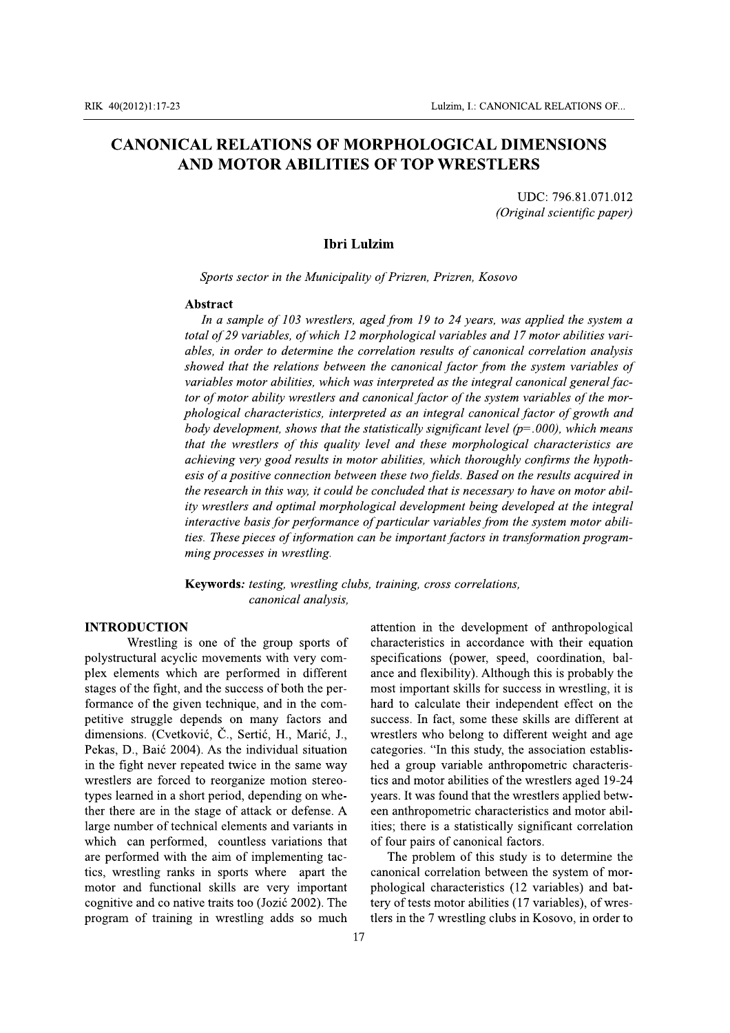# CANONICAL RELATIONS OF MORPHOLOGICAL DIMENSIONS AND MOTOR ABILITIES OF TOP WRESTLERS

UDC: 796.81.071.012
*(Original scientific paper)*

**Ibri Lulzim**

*Sports sector in the Municipality of Prizren, Prizren, Kosovo*

**Abstract**

*In a sample of 103 wrestlers, aged from 19 to 24 years, was applied the system a total of 29 variables, of which 12 morphological variables and 17 motor abilities variables, in order to determine the correlation results of canonical correlation analysis showed that the relations between the canonical factor from the system variables of variables motor abilities, which was interpreted as the integral canonical general factor of motor ability wrestlers and canonical factor of the system variables of the morphological characteristics, interpreted as an integral canonical factor of growth and body development, shows that the statistically significant level (p=.000), which means that the wrestlers of this quality level and these morphological characteristics are achieving very good results in motor abilities, which thoroughly confirms the hypothesis of a positive connection between these two fields. Based on the results acquired in the research in this way, it could be concluded that is necessary to have on motor ability wrestlers and optimal morphological development being developed at the integral interactive basis for performance of particular variables from the system motor abilities. These pieces of information can be important factors in transformation programming processes in wrestling.*

**Keywords***: testing, wrestling clubs, training, cross correlations, canonical analysis,*

## INTRODUCTION

Wrestling is one of the group sports of polystructural acyclic movements with very complex elements which are performed in different stages of the fight, and the success of both the performance of the given technique, and in the competitive struggle depends on many factors and dimensions. (Cvetković, Č., Sertić, H., Marić, J., Pekas, D., Baić 2004). As the individual situation in the fight never repeated twice in the same way wrestlers are forced to reorganize motion stereotypes learned in a short period, depending on whether there are in the stage of attack or defense. A large number of technical elements and variants in which can performed, countless variations that are performed with the aim of implementing tactics, wrestling ranks in sports where apart the motor and functional skills are very important cognitive and co native traits too (Jozić 2002). The program of training in wrestling adds so much attention in the development of anthropological characteristics in accordance with their equation specifications (power, speed, coordination, balance and flexibility). Although this is probably the most important skills for success in wrestling, it is hard to calculate their independent effect on the success. In fact, some these skills are different at wrestlers who belong to different weight and age categories. "In this study, the association established a group variable anthropometric characteristics and motor abilities of the wrestlers aged 19-24 years. It was found that the wrestlers applied between anthropometric characteristics and motor abilities; there is a statistically significant correlation of four pairs of canonical factors.

The problem of this study is to determine the canonical correlation between the system of morphological characteristics (12 variables) and battery of tests motor abilities (17 variables), of wrestlers in the 7 wrestling clubs in Kosovo, in order to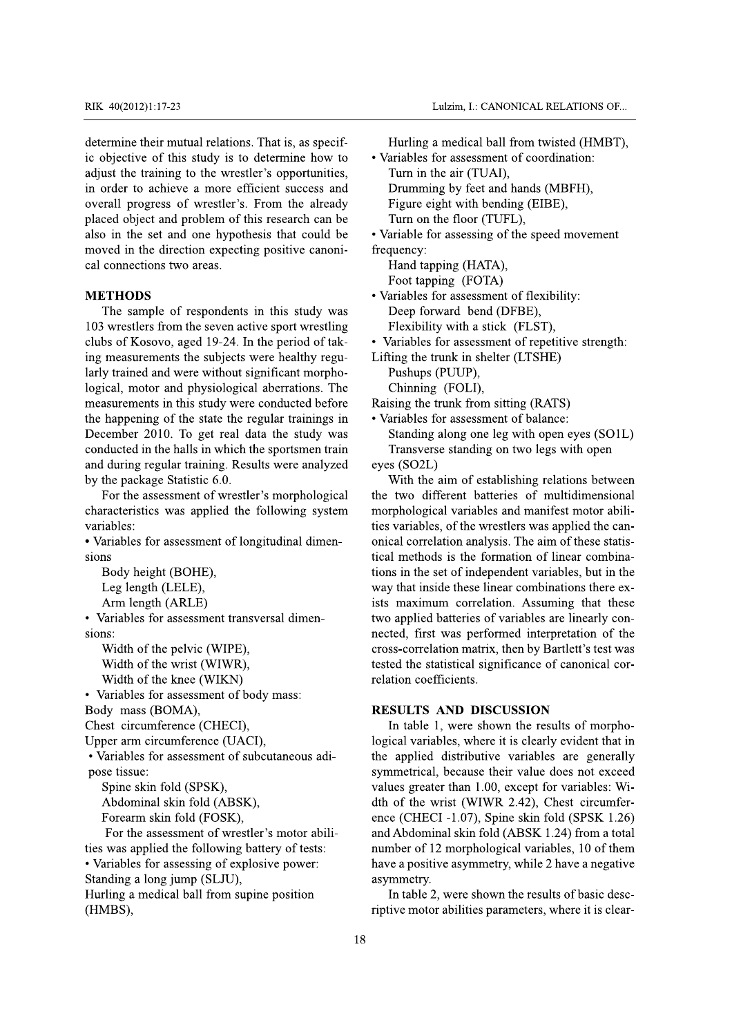determine their mutual relations. That is, as specific objective of this study is to determine how to adjust the training to the wrestler's opportunities, in order to achieve a more efficient success and overall progress of wrestler's. From the already placed object and problem of this research can be also in the set and one hypothesis that could be moved in the direction expecting positive canonical connections two areas.

## METHODS

The sample of respondents in this study was 103 wrestlers from the seven active sport wrestling clubs of Kosovo, aged 19-24. In the period of taking measurements the subjects were healthy regularly trained and were without significant morphological, motor and physiological aberrations. The measurements in this study were conducted before the happening of the state the regular trainings in December 2010. To get real data the study was conducted in the halls in which the sportsmen train and during regular training. Results were analyzed by the package Statistic 6.0.

For the assessment of wrestler's morphological characteristics was applied the following system variables:

- Variables for assessment of longitudinal dimensions
  - Body height (BOHE),
  - Leg length (LELE),
  - Arm length (ARLE)
- Variables for assessment transversal dimensions:
  - Width of the pelvic (WIPE),
  - Width of the wrist (WIWR),
  - Width of the knee (WIKN)
- Variables for assessment of body mass:
  - Body mass (BOMA),
  - Chest circumference (CHECI),
  - Upper arm circumference (UACI),
- Variables for assessment of subcutaneous adipose tissue:
  - Spine skin fold (SPSK),
  - Abdominal skin fold (ABSK),
  - Forearm skin fold (FOSK),

For the assessment of wrestler's motor abilities was applied the following battery of tests:

- Variables for assessing of explosive power:
  - Standing a long jump (SLJU),
  - Hurling a medical ball from supine position (HMBS),
  - Hurling a medical ball from twisted (HMBT),
- Variables for assessment of coordination:
  - Turn in the air (TUAI),
  - Drumming by feet and hands (MBFH),
  - Figure eight with bending (EIBE),
  - Turn on the floor (TUFL),
- Variable for assessing of the speed movement frequency:
  - Hand tapping (HATA),
  - Foot tapping (FOTA)
- Variables for assessment of flexibility:
  - Deep forward bend (DFBE),
  - Flexibility with a stick (FLST),
- Variables for assessment of repetitive strength:
  - Lifting the trunk in shelter (LTSHE)
  - Pushups (PUUP),
  - Chinning (FOLI),
  - Raising the trunk from sitting (RATS)
- Variables for assessment of balance:
  - Standing along one leg with open eyes (SO1L)
  - Transverse standing on two legs with open eyes (SO2L)

With the aim of establishing relations between the two different batteries of multidimensional morphological variables and manifest motor abilities variables, of the wrestlers was applied the canonical correlation analysis. The aim of these statistical methods is the formation of linear combinations in the set of independent variables, but in the way that inside these linear combinations there exists maximum correlation. Assuming that these two applied batteries of variables are linearly connected, first was performed interpretation of the cross-correlation matrix, then by Bartlett's test was tested the statistical significance of canonical correlation coefficients.

## RESULTS AND DISCUSSION

In table 1, were shown the results of morphological variables, where it is clearly evident that in the applied distributive variables are generally symmetrical, because their value does not exceed values greater than 1.00, except for variables: Width of the wrist (WIWR 2.42), Chest circumference (CHECI -1.07), Spine skin fold (SPSK 1.26) and Abdominal skin fold (ABSK 1.24) from a total number of 12 morphological variables, 10 of them have a positive asymmetry, while 2 have a negative asymmetry.

In table 2, were shown the results of basic descriptive motor abilities parameters, where it is clear-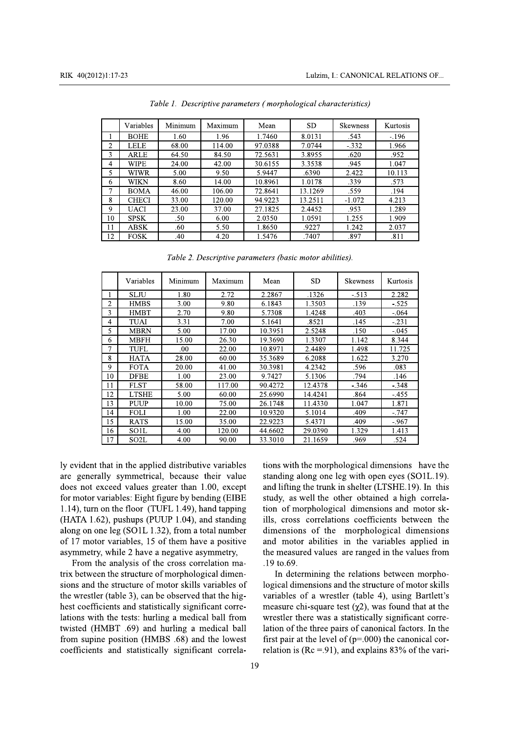*Table 1. Descriptive parameters ( morphological characteristics)*

| | Variables | Minimum | Maximum | Mean | SD | Skewness | Kurtosis |
|---|---|---|---|---|---|---|---|
| 1 | BOHE | 1.60 | 1.96 | 1.7460 | 8.0131 | .543 | -.196 |
| 2 | LELE | 68.00 | 114.00 | 97.0388 | 7.0744 | -.332 | 1.966 |
| 3 | ARLE | 64.50 | 84.50 | 72.5631 | 3.8955 | .620 | .952 |
| 4 | WIPE | 24.00 | 42.00 | 30.6155 | 3.3538 | .945 | 1.047 |
| 5 | WIWR | 5.00 | 9.50 | 5.9447 | .6390 | 2.422 | 10.113 |
| 6 | WIKN | 8.60 | 14.00 | 10.8961 | 1.0178 | .339 | .573 |
| 7 | BOMA | 46.00 | 106.00 | 72.8641 | 13.1269 | .559 | .194 |
| 8 | CHECI | 33.00 | 120.00 | 94.9223 | 13.2511 | -1.072 | 4.213 |
| 9 | UACI | 23.00 | 37.00 | 27.1825 | 2.4452 | .953 | 1.289 |
| 10 | SPSK | .50 | 6.00 | 2.0350 | 1.0591 | 1.255 | 1.909 |
| 11 | ABSK | .60 | 5.50 | 1.8650 | .9227 | 1.242 | 2.037 |
| 12 | FOSK | .40 | 4.20 | 1.5476 | .7407 | .897 | .811 |

*Table 2. Descriptive parameters (basic motor abilities).*

| | Variables | Minimum | Maximum | Mean | SD | Skewness | Kurtosis |
|---|---|---|---|---|---|---|---|
| 1 | SLJU | 1.80 | 2.72 | 2.2867 | .1326 | -.513 | 2.282 |
| 2 | HMBS | 3.00 | 9.80 | 6.1843 | 1.3503 | .139 | -.525 |
| 3 | HMBT | 2.70 | 9.80 | 5.7308 | 1.4248 | .403 | -.064 |
| 4 | TUAI | 3.31 | 7.00 | 5.1641 | .8521 | .145 | -.231 |
| 5 | MBRN | 5.00 | 17.00 | 10.3951 | 2.5248 | .150 | -.045 |
| 6 | MBFH | 15.00 | 26.30 | 19.3690 | 1.3307 | 1.142 | 8.344 |
| 7 | TUFL | .00 | 22.00 | 10.8971 | 2.4489 | 1.498 | 11.725 |
| 8 | HATA | 28.00 | 60.00 | 35.3689 | 6.2088 | 1.622 | 3.270 |
| 9 | FOTA | 20.00 | 41.00 | 30.3981 | 4.2342 | .596 | .083 |
| 10 | DFBE | 1.00 | 23.00 | 9.7427 | 5.1306 | .794 | .146 |
| 11 | FLST | 58.00 | 117.00 | 90.4272 | 12.4378 | -.346 | -.348 |
| 12 | LTSHE | 5.00 | 60.00 | 25.6990 | 14.4241 | .864 | -.455 |
| 13 | PUUP | 10.00 | 75.00 | 26.1748 | 11.4330 | 1.047 | 1.871 |
| 14 | FOLI | 1.00 | 22.00 | 10.9320 | 5.1014 | .409 | -.747 |
| 15 | RATS | 15.00 | 35.00 | 22.9223 | 5.4371 | .409 | -.967 |
| 16 | SO1L | 4.00 | 120.00 | 44.6602 | 29.0390 | 1.329 | 1.413 |
| 17 | SO2L | 4.00 | 90.00 | 33.3010 | 21.1659 | .969 | .524 |

ly evident that in the applied distributive variables are generally symmetrical, because their value does not exceed values greater than 1.00, except for motor variables: Eight figure by bending (EIBE 1.14), turn on the floor (TUFL 1.49), hand tapping (HATA 1.62), pushups (PUUP 1.04), and standing along on one leg (SO1L 1.32), from a total number of 17 motor variables, 15 of them have a positive asymmetry, while 2 have a negative asymmetry,

From the analysis of the cross correlation matrix between the structure of morphological dimensions and the structure of motor skills variables of the wrestler (table 3), can be observed that the highest coefficients and statistically significant correlations with the tests: hurling a medical ball from twisted (HMBT .69) and hurling a medical ball from supine position (HMBS .68) and the lowest coefficients and statistically significant correlations with the morphological dimensions have the standing along one leg with open eyes (SO1L.19). and lifting the trunk in shelter (LTSHE.19). In this study, as well the other obtained a high correlation of morphological dimensions and motor skills, cross correlations coefficients between the dimensions of the morphological dimensions and motor abilities in the variables applied in the measured values are ranged in the values from .19 to.69.

In determining the relations between morphological dimensions and the structure of motor skills variables of a wrestler (table 4), using Bartlett's measure chi-square test ($\chi 2$), was found that at the wrestler there was a statistically significant correlation of the three pairs of canonical factors. In the first pair at the level of ($p$=.000) the canonical correlation is ($Rc$ =.91), and explains 83% of the vari-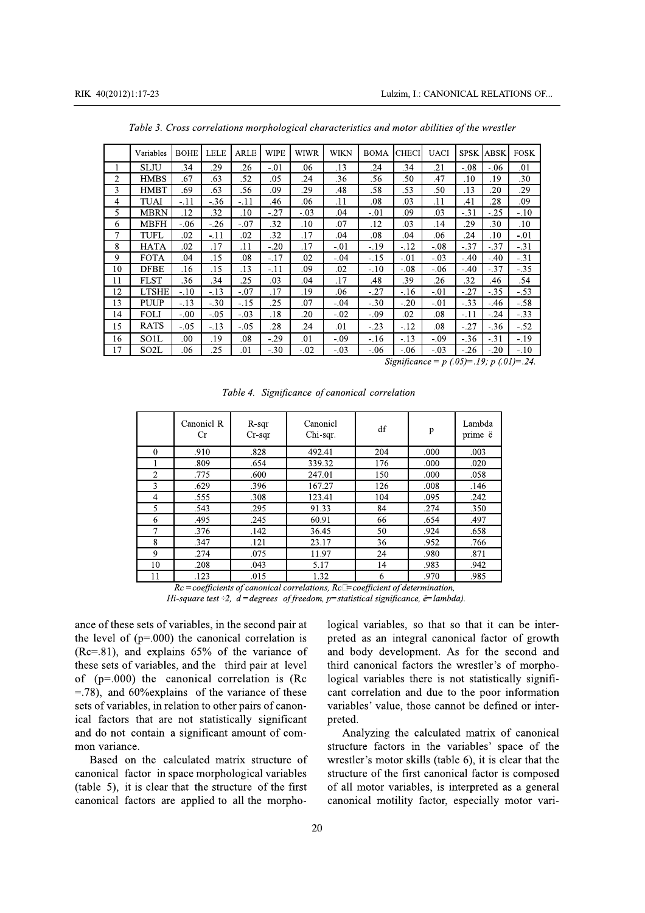*Table 3. Cross correlations morphological characteristics and motor abilities of the wrestler*

| | Variables | BOHE | LELE | ARLE | WIPE | WIWR | WIKN | BOMA | CHECI | UACI | SPSK | ABSK | FOSK |
|---|---|---|---|---|---|---|---|---|---|---|---|---|---|
| 1 | SLJU | .34 | .29 | .26 | -.01 | .06 | .13 | .24 | .34 | .21 | -.08 | -.06 | .01 |
| 2 | HMBS | .67 | .63 | .52 | .05 | .24 | .36 | .56 | .50 | .47 | .10 | .19 | .30 |
| 3 | HMBT | .69 | .63 | .56 | .09 | .29 | .48 | .58 | .53 | .50 | .13 | .20 | .29 |
| 4 | TUAI | -.11 | -.36 | -.11 | .46 | .06 | .11 | .08 | .03 | .11 | .41 | .28 | .09 |
| 5 | MBRN | .12 | .32 | .10 | -.27 | -.03 | .04 | -.01 | .09 | .03 | -.31 | -.25 | -.10 |
| 6 | MBFH | -.06 | -.26 | -.07 | .32 | .10 | .07 | .12 | .03 | .14 | .29 | .30 | .10 |
| 7 | TUFL | .02 | -.11 | .02 | .32 | .17 | .04 | .08 | .04 | .06 | .24 | .10 | -.01 |
| 8 | HATA | .02 | .17 | .11 | -.20 | .17 | -.01 | -.19 | -.12 | -.08 | -.37 | -.37 | -.31 |
| 9 | FOTA | .04 | .15 | .08 | -.17 | .02 | -.04 | -.15 | -.01 | -.03 | -.40 | -.40 | -.31 |
| 10 | DFBE | .16 | .15 | .13 | -.11 | .09 | .02 | -.10 | -.08 | -.06 | -.40 | -.37 | -.35 |
| 11 | FLST | .36 | .34 | .25 | .03 | .04 | .17 | .48 | .39 | .26 | .32 | .46 | .54 |
| 12 | LTSHE | -.10 | -.13 | -.07 | .17 | .19 | .06 | -.27 | -.16 | -.01 | -.27 | -.35 | -.53 |
| 13 | PUUP | -.13 | -.30 | -.15 | .25 | .07 | -.04 | -.30 | -.20 | -.01 | -.33 | -.46 | -.58 |
| 14 | FOLI | -.00 | -.05 | -.03 | .18 | .20 | -.02 | -.09 | .02 | .08 | -.11 | -.24 | -.33 |
| 15 | RATS | -.05 | -.13 | -.05 | .28 | .24 | .01 | -.23 | -.12 | .08 | -.27 | -.36 | -.52 |
| 16 | SO1L | .00 | .19 | .08 | -.29 | .01 | -.09 | -.16 | -.13 | -.09 | -.36 | -.31 | -.19 |
| 17 | SO2L | .06 | .25 | .01 | -.30 | -.02 | -.03 | -.06 | -.06 | -.03 | -.26 | -.20 | -.10 |

*Significance = p (.05)=.19; p (.01)=.24.*

*Table 4. Significance of canonical correlation*

| | Canonicl R Cr | R-sqr Cr-sqr | Canonicl Chi-sqr. | df | p | Lambda prime ë |
|---|---|---|---|---|---|---|
| 0 | .910 | .828 | 492.41 | 204 | .000 | .003 |
| 1 | .809 | .654 | 339.32 | 176 | .000 | .020 |
| 2 | .775 | .600 | 247.01 | 150 | .000 | .058 |
| 3 | .629 | .396 | 167.27 | 126 | .008 | .146 |
| 4 | .555 | .308 | 123.41 | 104 | .095 | .242 |
| 5 | .543 | .295 | 91.33 | 84 | .274 | .350 |
| 6 | .495 | .245 | 60.91 | 66 | .654 | .497 |
| 7 | .376 | .142 | 36.45 | 50 | .924 | .658 |
| 8 | .347 | .121 | 23.17 | 36 | .952 | .766 |
| 9 | .274 | .075 | 11.97 | 24 | .980 | .871 |
| 10 | .208 | .043 | 5.17 | 14 | .983 | .942 |
| 11 | .123 | .015 | 1.32 | 6 | .970 | .985 |

*Rc =coefficients of canonical correlations, Rc²=coefficient of determination, Hi-square test ÷2, d=degrees of freedom, p=statistical significance, ë=lambda).*

ance of these sets of variables, in the second pair at the level of (p=.000) the canonical correlation is (Rc=.81), and explains 65% of the variance of these sets of variables, and the third pair at level of (p=.000) the canonical correlation is (Rc =.78), and 60%explains of the variance of these sets of variables, in relation to other pairs of canonical factors that are not statistically significant and do not contain a significant amount of common variance.

Based on the calculated matrix structure of canonical factor in space morphological variables (table 5), it is clear that the structure of the first canonical factors are applied to all the morphological variables, so that so that it can be interpreted as an integral canonical factor of growth and body development. As for the second and third canonical factors the wrestler's of morphological variables there is not statistically significant correlation and due to the poor information variables' value, those cannot be defined or interpreted.

Analyzing the calculated matrix of canonical structure factors in the variables' space of the wrestler's motor skills (table 6), it is clear that the structure of the first canonical factor is composed of all motor variables, is interpreted as a general canonical motility factor, especially motor vari-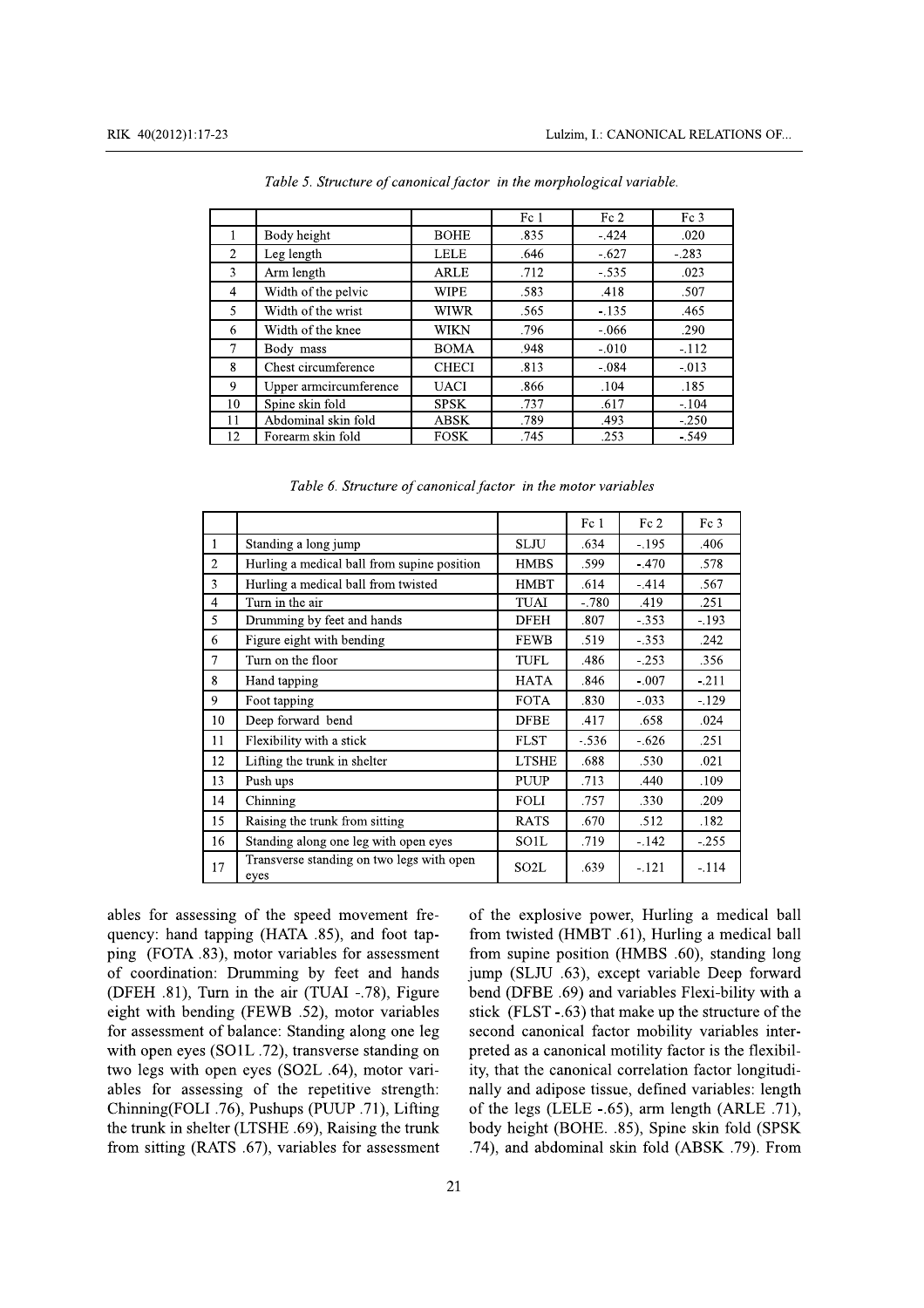*Table 5. Structure of canonical factor in the morphological variable.*

| | | | Fc 1 | Fc 2 | Fc 3 |
|---|---|---|---|---|---|
| 1 | Body height | BOHE | .835 | -.424 | .020 |
| 2 | Leg length | LELE | .646 | -.627 | -.283 |
| 3 | Arm length | ARLE | .712 | -.535 | .023 |
| 4 | Width of the pelvic | WIPE | .583 | .418 | .507 |
| 5 | Width of the wrist | WIWR | .565 | -.135 | .465 |
| 6 | Width of the knee | WIKN | .796 | -.066 | .290 |
| 7 | Body mass | BOMA | .948 | -.010 | -.112 |
| 8 | Chest circumference | CHECI | .813 | -.084 | -.013 |
| 9 | Upper armcircumference | UACI | .866 | .104 | .185 |
| 10 | Spine skin fold | SPSK | .737 | .617 | -.104 |
| 11 | Abdominal skin fold | ABSK | .789 | .493 | -.250 |
| 12 | Forearm skin fold | FOSK | .745 | .253 | -.549 |

*Table 6. Structure of canonical factor in the motor variables*

| | | | Fc 1 | Fc 2 | Fc 3 |
|---|---|---|---|---|---|
| 1 | Standing a long jump | SLJU | .634 | -.195 | .406 |
| 2 | Hurling a medical ball from supine position | HMBS | .599 | -.470 | .578 |
| 3 | Hurling a medical ball from twisted | HMBT | .614 | -.414 | .567 |
| 4 | Turn in the air | TUAI | -.780 | .419 | .251 |
| 5 | Drumming by feet and hands | DFEH | .807 | -.353 | -.193 |
| 6 | Figure eight with bending | FEWB | .519 | -.353 | .242 |
| 7 | Turn on the floor | TUFL | .486 | -.253 | .356 |
| 8 | Hand tapping | HATA | .846 | -.007 | -.211 |
| 9 | Foot tapping | FOTA | .830 | -.033 | -.129 |
| 10 | Deep forward bend | DFBE | .417 | .658 | .024 |
| 11 | Flexibility with a stick | FLST | -.536 | -.626 | .251 |
| 12 | Lifting the trunk in shelter | LTSHE | .688 | .530 | .021 |
| 13 | Push ups | PUUP | .713 | .440 | .109 |
| 14 | Chinning | FOLI | .757 | .330 | .209 |
| 15 | Raising the trunk from sitting | RATS | .670 | .512 | .182 |
| 16 | Standing along one leg with open eyes | SO1L | .719 | -.142 | -.255 |
| 17 | Transverse standing on two legs with open eyes | SO2L | .639 | -.121 | -.114 |

ables for assessing of the speed movement frequency: hand tapping (HATA .85), and foot tapping (FOTA .83), motor variables for assessment of coordination: Drumming by feet and hands (DFEH .81), Turn in the air (TUAI -.78), Figure eight with bending (FEWB .52), motor variables for assessment of balance: Standing along one leg with open eyes (SO1L .72), transverse standing on two legs with open eyes (SO2L .64), motor variables for assessing of the repetitive strength: Chinning(FOLI .76), Pushups (PUUP .71), Lifting the trunk in shelter (LTSHE .69), Raising the trunk from sitting (RATS .67), variables for assessment of the explosive power, Hurling a medical ball from twisted (HMBT .61), Hurling a medical ball from supine position (HMBS .60), standing long jump (SLJU .63), except variable Deep forward bend (DFBE .69) and variables Flexi-bility with a stick (FLST -.63) that make up the structure of the second canonical factor mobility variables interpreted as a canonical motility factor is the flexibility, that the canonical correlation factor longitudinally and adipose tissue, defined variables: length of the legs (LELE -.65), arm length (ARLE .71), body height (BOHE. .85), Spine skin fold (SPSK .74), and abdominal skin fold (ABSK .79). From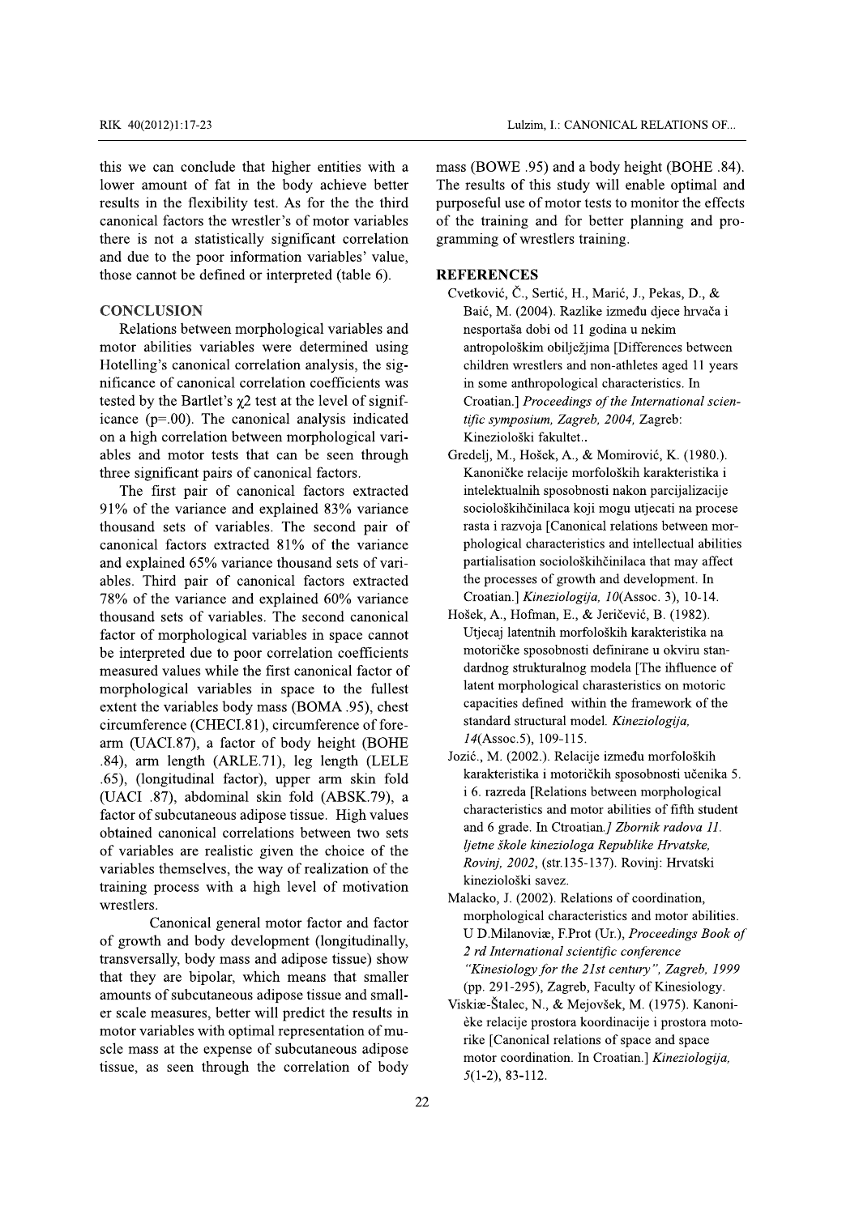this we can conclude that higher entities with a lower amount of fat in the body achieve better results in the flexibility test. As for the the third canonical factors the wrestler's of motor variables there is not a statistically significant correlation and due to the poor information variables' value, those cannot be defined or interpreted (table 6).

## CONCLUSION

Relations between morphological variables and motor abilities variables were determined using Hotelling's canonical correlation analysis, the significance of canonical correlation coefficients was tested by the Bartlet's $\chi2$ test at the level of significance (p=.00). The canonical analysis indicated on a high correlation between morphological variables and motor tests that can be seen through three significant pairs of canonical factors.

The first pair of canonical factors extracted 91% of the variance and explained 83% variance thousand sets of variables. The second pair of canonical factors extracted 81% of the variance and explained 65% variance thousand sets of variables. Third pair of canonical factors extracted 78% of the variance and explained 60% variance thousand sets of variables. The second canonical factor of morphological variables in space cannot be interpreted due to poor correlation coefficients measured values while the first canonical factor of morphological variables in space to the fullest extent the variables body mass (BOMA .95), chest circumference (CHECI.81), circumference of forearm (UACI.87), a factor of body height (BOHE .84), arm length (ARLE.71), leg length (LELE .65), (longitudinal factor), upper arm skin fold (UACI .87), abdominal skin fold (ABSK.79), a factor of subcutaneous adipose tissue. High values obtained canonical correlations between two sets of variables are realistic given the choice of the variables themselves, the way of realization of the training process with a high level of motivation wrestlers.

Canonical general motor factor and factor of growth and body development (longitudinally, transversally, body mass and adipose tissue) show that they are bipolar, which means that smaller amounts of subcutaneous adipose tissue and smaller scale measures, better will predict the results in motor variables with optimal representation of muscle mass at the expense of subcutaneous adipose tissue, as seen through the correlation of body mass (BOWE .95) and a body height (BOHE .84). The results of this study will enable optimal and purposeful use of motor tests to monitor the effects of the training and for better planning and programming of wrestlers training.

## REFERENCES

Cvetković, Č., Sertić, H., Marić, J., Pekas, D., & Baić, M. (2004). Razlike između djece hrvača i nesportaša dobi od 11 godina u nekim antropološkim obilježjima [Differences between children wrestlers and non-athletes aged 11 years in some anthropological characteristics. In Croatian.] *Proceedings of the International scientific symposium, Zagreb, 2004,* Zagreb: Kineziološki fakultet..

Gredelj, M., Hošek, A., & Momirović, K. (1980.). Kanoničke relacije morfoloških karakteristika i intelektualnih sposobnosti nakon parcijalizacije socioloških činilaca koji mogu utjecati na procese rasta i razvoja [Canonical relations between morphological characteristics and intellectual abilities partialisation sociološkihčinilaca that may affect the processes of growth and development. In Croatian.] *Kineziologija, 10*(Assoc. 3), 10-14.

Hošek, A., Hofman, E., & Jeričević, B. (1982). Utjecaj latentnih morfoloških karakteristika na motoričke sposobnosti definirane u okviru standardnog strukturalnog modela [The ihfluence of latent morphological charasteristics on motoric capacities defined within the framework of the standard structural model. *Kineziologija, 14*(Assoc.5), 109-115.

Jozić., M. (2002.). Relacije između morfoloških karakteristika i motoričkih sposobnosti učenika 5. i 6. razreda [Relations between morphological characteristics and motor abilities of fifth student and 6 grade. In Ctroatian.*] Zbornik radova 11. ljetne škole kineziologa Republike Hrvatske, Rovinj, 2002*, (str.135-137). Rovinj: Hrvatski kineziološki savez.

Malacko, J. (2002). Relations of coordination, morphological characteristics and motor abilities. U D.Milanoviæ, F.Prot (Ur.), *Proceedings Book of 2 rd International scientific conference "Kinesiology for the 21st century", Zagreb, 1999* (pp. 291-295), Zagreb, Faculty of Kinesiology.

Viskiæ-Štalec, N., & Mejovšek, M. (1975). Kanonièke relacije prostora koordinacije i prostora motorike [Canonical relations of space and space motor coordination. In Croatian.] *Kineziologija, 5*(1-2), 83-112.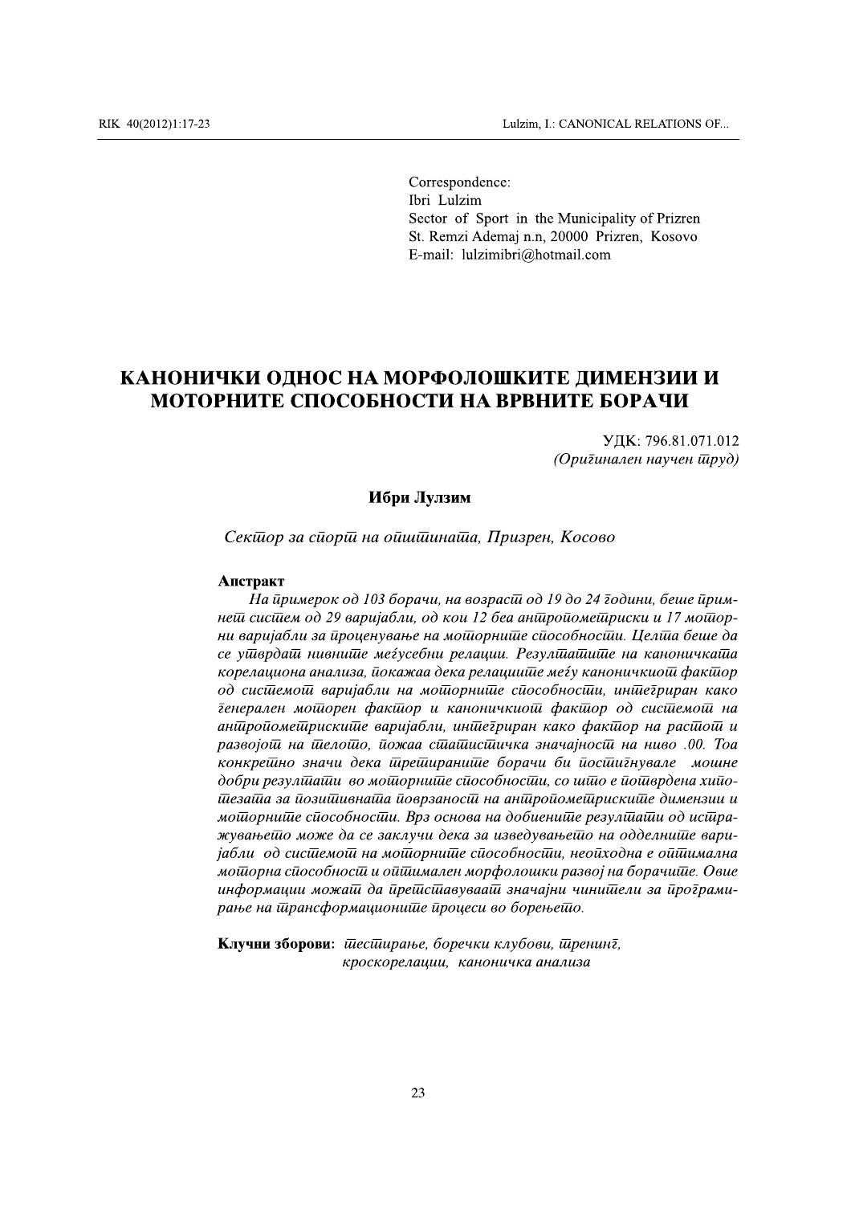Correspondence:
Ibri Lulzim
Sector of Sport in the Municipality of Prizren
St. Remzi Ademaj n.n, 20000 Prizren, Kosovo
E-mail: lulzimibri@hotmail.com

# КАНОНИЧКИ ОДНОС НА МОРФОЛОШКИТЕ ДИМЕНЗИИ И МОТОРНИТЕ СПОСОБНОСТИ НА ВРВНИТЕ БОРАЧИ

УДК: 796.81.071.012
*(Оригинален научен труд)*

**Ибри Лулзим**

*Сектор за спорт на општината, Призрен, Косово*

**Апстракт**

*На примерок од 103 борачи, на возраст од 19 до 24 години, беше применет систем од 29 варијабли, од кои 12 беа антропометриски и 17 моторни варијабли за проценување на моторните способности. Целта беше да се утврдат нивните меѓусебни релации. Резултатите на канониччката корелациона анализа, покажаа дека релациите меѓу канонички фактор од системот варијабли на моторните способности, интегриран како генерален моторен фактор и каноничкиот фактор од системот на антропометриските варијабли, интегриран како фактор на растот и развојот на телото, покажаа статистичка значајност на ниво .00. Тоа конкретно значи дека тренираните борачи би постигнувале мошне добри резултати во моторните способности, со што е потврдена хипотезата за позитивната поврзаност на антропометриските димензии и моторните способности. Врз основа на добиените резултати од истражувањето може да се заклучи дека за изведувањето на одделните варијабли од системот на моторните способности, неопходна е оптимална моторна способност и оптимален морфолошки развој на борачите. Овие информации можат да претставуваат значајни чинители за програмирање на трансформационите процеси во борењето.*

**Клучни зборови:** *тестирање, боречки клубови, тренинг, кроскорелации, каноничка анализа*